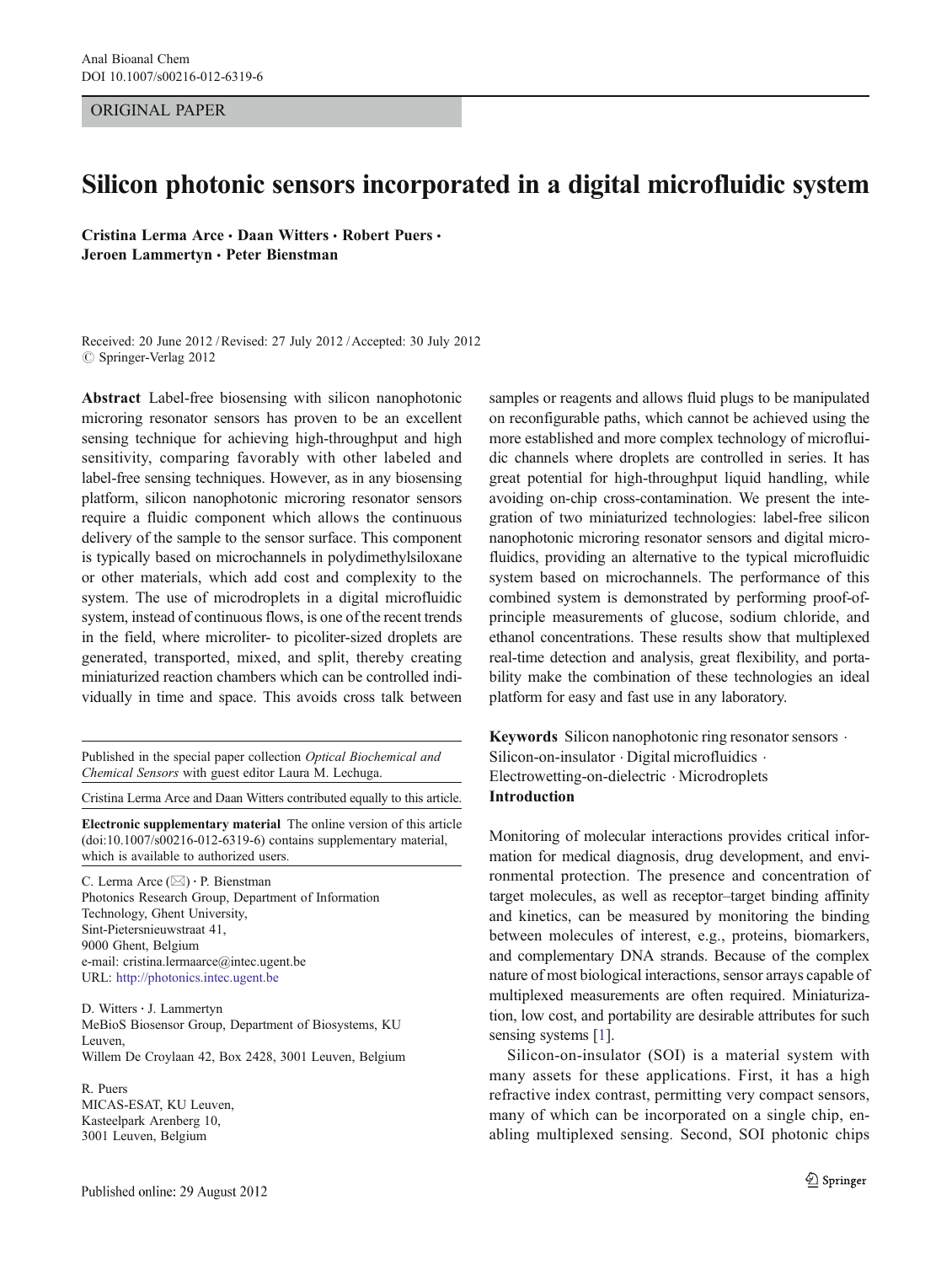ORIGINAL PAPER

# Silicon photonic sensors incorporated in a digital microfluidic system

**Cristina Lerma Arce · Daan Witters · Robert Puers · Jeroen Lammertyn · Peter Bienstman**

Received: 20 June 2012 / Revised: 27 July 2012 / Accepted: 30 July 2012
© Springer-Verlag 2012

**Abstract** Label-free biosensing with silicon nanophotonic microring resonator sensors has proven to be an excellent sensing technique for achieving high-throughput and high sensitivity, comparing favorably with other labeled and label-free sensing techniques. However, as in any biosensing platform, silicon nanophotonic microring resonator sensors require a fluidic component which allows the continuous delivery of the sample to the sensor surface. This component is typically based on microchannels in polydimethylsiloxane or other materials, which add cost and complexity to the system. The use of microdroplets in a digital microfluidic system, instead of continuous flows, is one of the recent trends in the field, where microliter- to picoliter-sized droplets are generated, transported, mixed, and split, thereby creating miniaturized reaction chambers which can be controlled individually in time and space. This avoids cross talk between samples or reagents and allows fluid plugs to be manipulated on reconfigurable paths, which cannot be achieved using the more established and more complex technology of microfluidic channels where droplets are controlled in series. It has great potential for high-throughput liquid handling, while avoiding on-chip cross-contamination. We present the integration of two miniaturized technologies: label-free silicon nanophotonic microring resonator sensors and digital microfluidics, providing an alternative to the typical microfluidic system based on microchannels. The performance of this combined system is demonstrated by performing proof-of-principle measurements of glucose, sodium chloride, and ethanol concentrations. These results show that multiplexed real-time detection and analysis, great flexibility, and portability make the combination of these technologies an ideal platform for easy and fast use in any laboratory.

**Keywords** Silicon nanophotonic ring resonator sensors · Silicon-on-insulator · Digital microfluidics · Electrowetting-on-dielectric · Microdroplets

Published in the special paper collection *Optical Biochemical and Chemical Sensors* with guest editor Laura M. Lechuga.

Cristina Lerma Arce and Daan Witters contributed equally to this article.

**Electronic supplementary material** The online version of this article (doi:10.1007/s00216-012-6319-6) contains supplementary material, which is available to authorized users.

C. Lerma Arce (✉) · P. Bienstman
Photonics Research Group, Department of Information Technology, Ghent University,
Sint-Pietersnieuwstraat 41,
9000 Ghent, Belgium
e-mail: cristina.lermaarce@intec.ugent.be
URL: http://photonics.intec.ugent.be

D. Witters · J. Lammertyn
MeBioS Biosensor Group, Department of Biosystems, KU Leuven,
Willem De Croylaan 42, Box 2428, 3001 Leuven, Belgium

R. Puers
MICAS-ESAT, KU Leuven,
Kasteelpark Arenberg 10,
3001 Leuven, Belgium

## Introduction

Monitoring of molecular interactions provides critical information for medical diagnosis, drug development, and environmental protection. The presence and concentration of target molecules, as well as receptor–target binding affinity and kinetics, can be measured by monitoring the binding between molecules of interest, e.g., proteins, biomarkers, and complementary DNA strands. Because of the complex nature of most biological interactions, sensor arrays capable of multiplexed measurements are often required. Miniaturization, low cost, and portability are desirable attributes for such sensing systems [1].

Silicon-on-insulator (SOI) is a material system with many assets for these applications. First, it has a high refractive index contrast, permitting very compact sensors, many of which can be incorporated on a single chip, enabling multiplexed sensing. Second, SOI photonic chips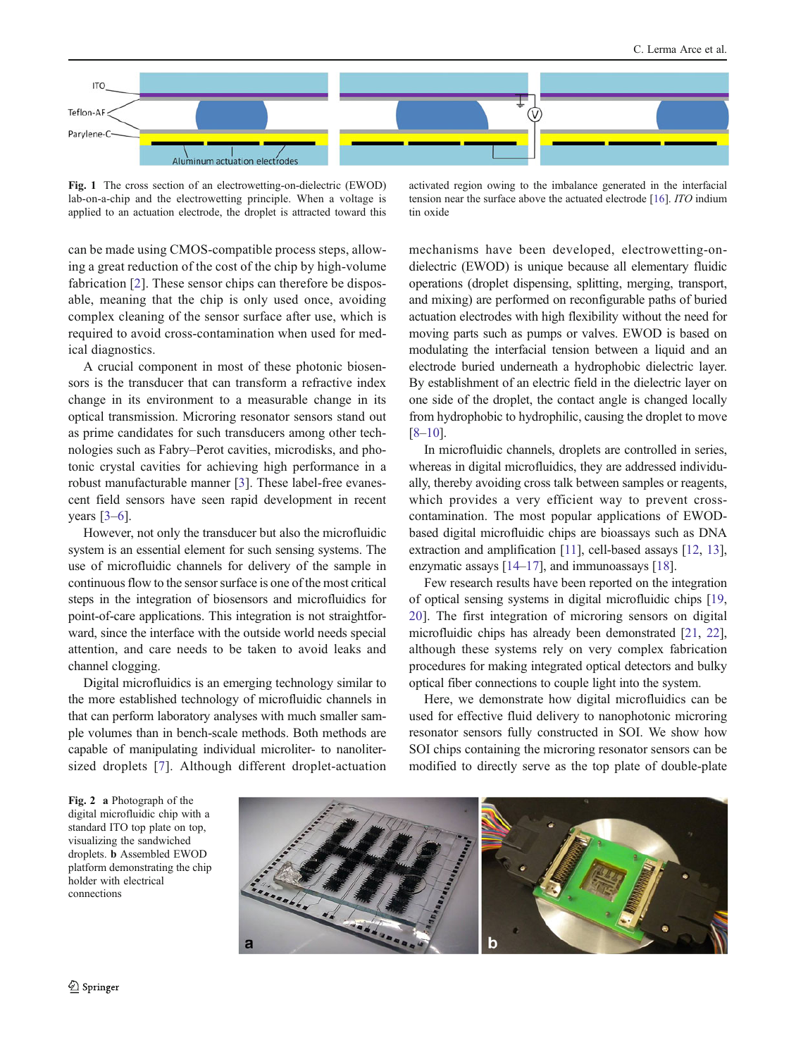Fig. 1 The cross section of an electrowetting-on-dielectric (EWOD) lab-on-a-chip and the electrowetting principle. When a voltage is applied to an actuation electrode, the droplet is attracted toward this activated region owing to the imbalance generated in the interfacial tension near the surface above the actuated electrode [16]. *ITO* indium tin oxide

can be made using CMOS-compatible process steps, allowing a great reduction of the cost of the chip by high-volume fabrication [2]. These sensor chips can therefore be disposable, meaning that the chip is only used once, avoiding complex cleaning of the sensor surface after use, which is required to avoid cross-contamination when used for medical diagnostics.

A crucial component in most of these photonic biosensors is the transducer that can transform a refractive index change in its environment to a measurable change in its optical transmission. Microring resonator sensors stand out as prime candidates for such transducers among other technologies such as Fabry–Perot cavities, microdisks, and photonic crystal cavities for achieving high performance in a robust manufacturable manner [3]. These label-free evanescent field sensors have seen rapid development in recent years [3–6].

However, not only the transducer but also the microfluidic system is an essential element for such sensing systems. The use of microfluidic channels for delivery of the sample in continuous flow to the sensor surface is one of the most critical steps in the integration of biosensors and microfluidics for point-of-care applications. This integration is not straightforward, since the interface with the outside world needs special attention, and care needs to be taken to avoid leaks and channel clogging.

Digital microfluidics is an emerging technology similar to the more established technology of microfluidic channels in that can perform laboratory analyses with much smaller sample volumes than in bench-scale methods. Both methods are capable of manipulating individual microliter- to nanoliter-sized droplets [7]. Although different droplet-actuation mechanisms have been developed, electrowetting-on-dielectric (EWOD) is unique because all elementary fluidic operations (droplet dispensing, splitting, merging, transport, and mixing) are performed on reconfigurable paths of buried actuation electrodes with high flexibility without the need for moving parts such as pumps or valves. EWOD is based on modulating the interfacial tension between a liquid and an electrode buried underneath a hydrophobic dielectric layer. By establishment of an electric field in the dielectric layer on one side of the droplet, the contact angle is changed locally from hydrophobic to hydrophilic, causing the droplet to move [8–10].

In microfluidic channels, droplets are controlled in series, whereas in digital microfluidics, they are addressed individually, thereby avoiding cross talk between samples or reagents, which provides a very efficient way to prevent cross-contamination. The most popular applications of EWOD-based digital microfluidic chips are bioassays such as DNA extraction and amplification [11], cell-based assays [12, 13], enzymatic assays [14–17], and immunoassays [18].

Few research results have been reported on the integration of optical sensing systems in digital microfluidic chips [19, 20]. The first integration of microring sensors on digital microfluidic chips has already been demonstrated [21, 22], although these systems rely on very complex fabrication procedures for making integrated optical detectors and bulky optical fiber connections to couple light into the system.

Here, we demonstrate how digital microfluidics can be used for effective fluid delivery to nanophotonic microring resonator sensors fully constructed in SOI. We show how SOI chips containing the microring resonator sensors can be modified to directly serve as the top plate of double-plate

Fig. 2 **a** Photograph of the digital microfluidic chip with a standard ITO top plate on top, visualizing the sandwiched droplets. **b** Assembled EWOD platform demonstrating the chip holder with electrical connections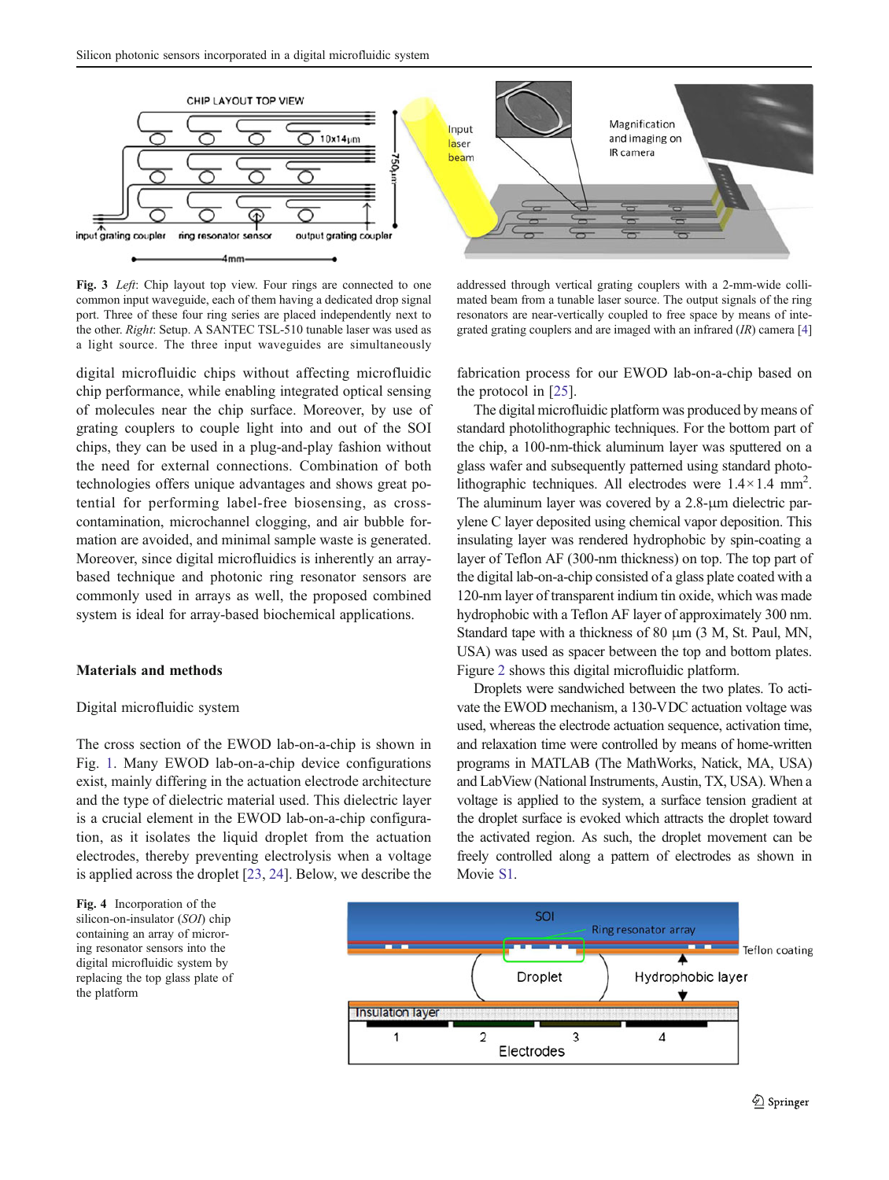**Fig. 3** *Left*: Chip layout top view. Four rings are connected to one common input waveguide, each of them having a dedicated drop signal port. Three of these four ring series are placed independently next to the other. *Right*: Setup. A SANTEC TSL-510 tunable laser was used as a light source. The three input waveguides are simultaneously addressed through vertical grating couplers with a 2-mm-wide collimated beam from a tunable laser source. The output signals of the ring resonators are near-vertically coupled to free space by means of integrated grating couplers and are imaged with an infrared (*IR*) camera [4]

digital microfluidic chips without affecting microfluidic chip performance, while enabling integrated optical sensing of molecules near the chip surface. Moreover, by use of grating couplers to couple light into and out of the SOI chips, they can be used in a plug-and-play fashion without the need for external connections. Combination of both technologies offers unique advantages and shows great potential for performing label-free biosensing, as cross-contamination, microchannel clogging, and air bubble formation are avoided, and minimal sample waste is generated. Moreover, since digital microfluidics is inherently an array-based technique and photonic ring resonator sensors are commonly used in arrays as well, the proposed combined system is ideal for array-based biochemical applications.

## Materials and methods

### Digital microfluidic system

The cross section of the EWOD lab-on-a-chip is shown in Fig. 1. Many EWOD lab-on-a-chip device configurations exist, mainly differing in the actuation electrode architecture and the type of dielectric material used. This dielectric layer is a crucial element in the EWOD lab-on-a-chip configuration, as it isolates the liquid droplet from the actuation electrodes, thereby preventing electrolysis when a voltage is applied across the droplet [23, 24]. Below, we describe the fabrication process for our EWOD lab-on-a-chip based on the protocol in [25].

The digital microfluidic platform was produced by means of standard photolithographic techniques. For the bottom part of the chip, a 100-nm-thick aluminum layer was sputtered on a glass wafer and subsequently patterned using standard photolithographic techniques. All electrodes were $1.4 \times 1.4$ mm$^2$. The aluminum layer was covered by a 2.8-µm dielectric parylene C layer deposited using chemical vapor deposition. This insulating layer was rendered hydrophobic by spin-coating a layer of Teflon AF (300-nm thickness) on top. The top part of the digital lab-on-a-chip consisted of a glass plate coated with a 120-nm layer of transparent indium tin oxide, which was made hydrophobic with a Teflon AF layer of approximately 300 nm. Standard tape with a thickness of 80 µm (3 M, St. Paul, MN, USA) was used as spacer between the top and bottom plates. Figure 2 shows this digital microfluidic platform.

Droplets were sandwiched between the two plates. To activate the EWOD mechanism, a 130-VDC actuation voltage was used, whereas the electrode actuation sequence, activation time, and relaxation time were controlled by means of home-written programs in MATLAB (The MathWorks, Natick, MA, USA) and LabView (National Instruments, Austin, TX, USA). When a voltage is applied to the system, a surface tension gradient at the droplet surface is evoked which attracts the droplet toward the activated region. As such, the droplet movement can be freely controlled along a pattern of electrodes as shown in Movie S1.

**Fig. 4** Incorporation of the silicon-on-insulator (*SOI*) chip containing an array of microring resonator sensors into the digital microfluidic system by replacing the top glass plate of the platform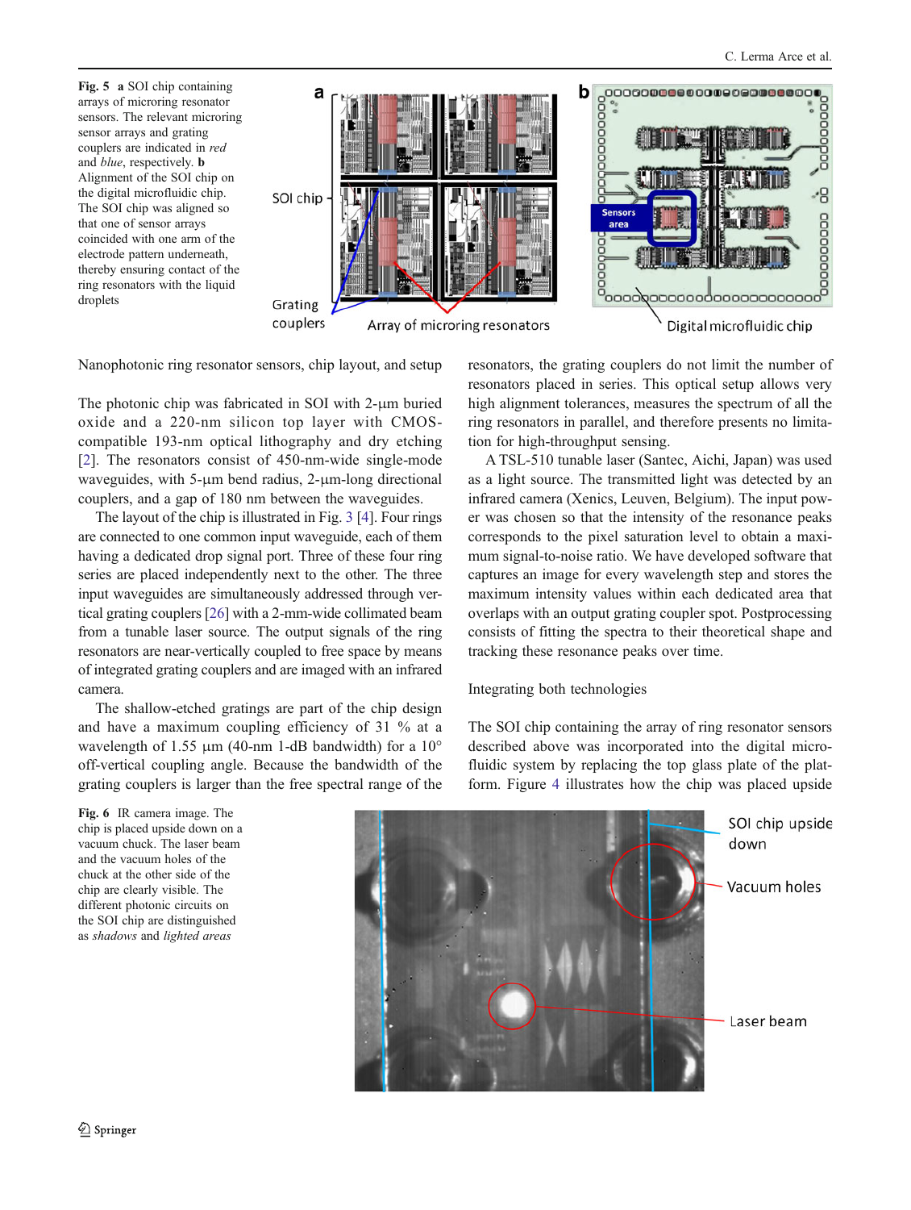**Fig. 5** **a** SOI chip containing arrays of microring resonator sensors. The relevant microring sensor arrays and grating couplers are indicated in *red* and *blue*, respectively. **b** Alignment of the SOI chip on the digital microfluidic chip. The SOI chip was aligned so that one of sensor arrays coincided with one arm of the electrode pattern underneath, thereby ensuring contact of the ring resonators with the liquid droplets

a

SOI chip

Grating couplers

Array of microring resonators

b

Sensors area

Digital microfluidic chip

## Nanophotonic ring resonator sensors, chip layout, and setup

The photonic chip was fabricated in SOI with 2-μm buried oxide and a 220-nm silicon top layer with CMOS-compatible 193-nm optical lithography and dry etching [2]. The resonators consist of 450-nm-wide single-mode waveguides, with 5-μm bend radius, 2-μm-long directional couplers, and a gap of 180 nm between the waveguides.

The layout of the chip is illustrated in Fig. 3 [4]. Four rings are connected to one common input waveguide, each of them having a dedicated drop signal port. Three of these four ring series are placed independently next to the other. The three input waveguides are simultaneously addressed through vertical grating couplers [26] with a 2-mm-wide collimated beam from a tunable laser source. The output signals of the ring resonators are near-vertically coupled to free space by means of integrated grating couplers and are imaged with an infrared camera.

The shallow-etched gratings are part of the chip design and have a maximum coupling efficiency of 31 % at a wavelength of 1.55 μm (40-nm 1-dB bandwidth) for a 10° off-vertical coupling angle. Because the bandwidth of the grating couplers is larger than the free spectral range of the resonators, the grating couplers do not limit the number of resonators placed in series. This optical setup allows very high alignment tolerances, measures the spectrum of all the ring resonators in parallel, and therefore presents no limitation for high-throughput sensing.

A TSL-510 tunable laser (Santec, Aichi, Japan) was used as a light source. The transmitted light was detected by an infrared camera (Xenics, Leuven, Belgium). The input power was chosen so that the intensity of the resonance peaks corresponds to the pixel saturation level to obtain a maximum signal-to-noise ratio. We have developed software that captures an image for every wavelength step and stores the maximum intensity values within each dedicated area that overlaps with an output grating coupler spot. Postprocessing consists of fitting the spectra to their theoretical shape and tracking these resonance peaks over time.

## Integrating both technologies

The SOI chip containing the array of ring resonator sensors described above was incorporated into the digital microfluidic system by replacing the top glass plate of the platform. Figure 4 illustrates how the chip was placed upside

**Fig. 6** IR camera image. The chip is placed upside down on a vacuum chuck. The laser beam and the vacuum holes of the chuck at the other side of the chip are clearly visible. The different photonic circuits on the SOI chip are distinguished as *shadows* and *lighted areas*

SOI chip upside down

Vacuum holes

Laser beam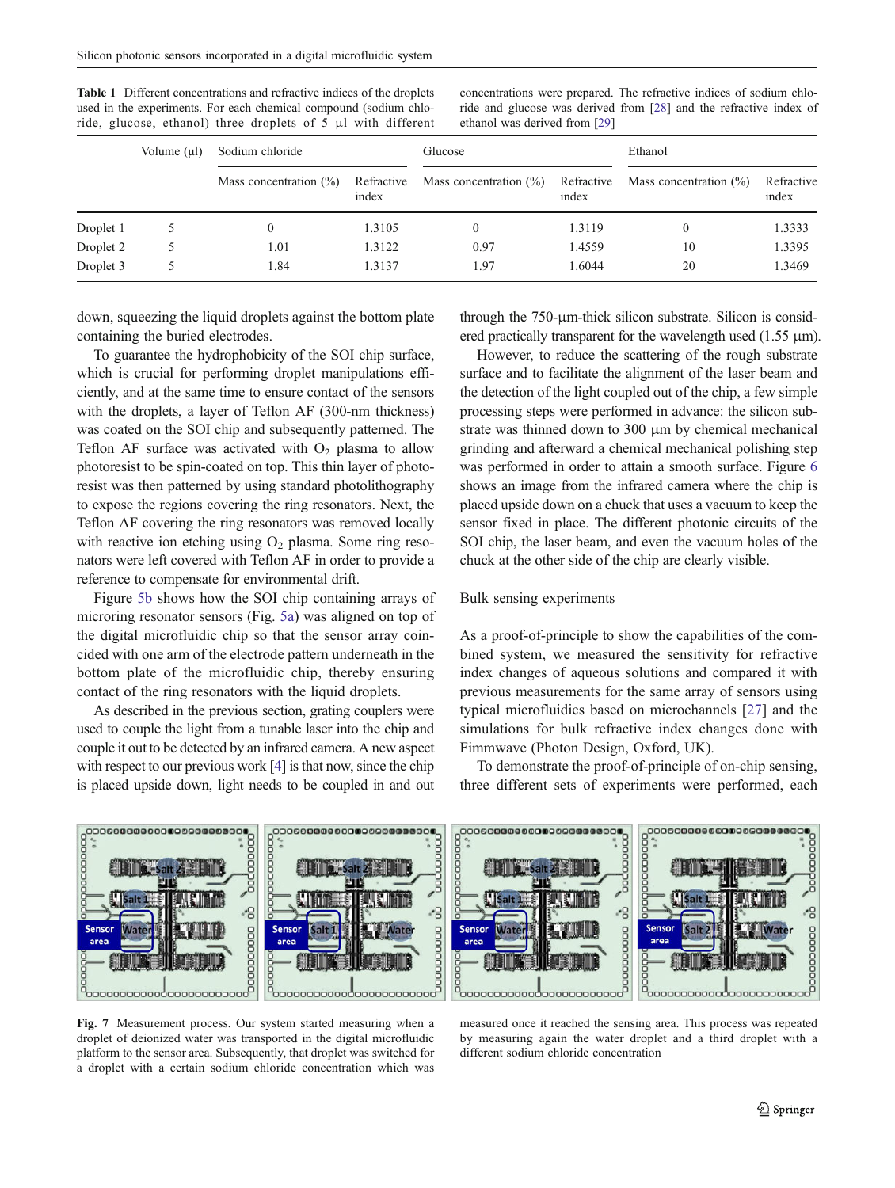**Table 1** Different concentrations and refractive indices of the droplets used in the experiments. For each chemical compound (sodium chloride, glucose, ethanol) three droplets of 5 μl with different concentrations were prepared. The refractive indices of sodium chloride and glucose was derived from [28] and the refractive index of ethanol was derived from [29]

| | Volume (μl) | Sodium chloride | | Glucose | | Ethanol | |
|---|---|---|---|---|---|---|---|
| | | Mass concentration (%) | Refractive index | Mass concentration (%) | Refractive index | Mass concentration (%) | Refractive index |
| Droplet 1 | 5 | 0 | 1.3105 | 0 | 1.3119 | 0 | 1.3333 |
| Droplet 2 | 5 | 1.01 | 1.3122 | 0.97 | 1.4559 | 10 | 1.3395 |
| Droplet 3 | 5 | 1.84 | 1.3137 | 1.97 | 1.6044 | 20 | 1.3469 |

down, squeezing the liquid droplets against the bottom plate containing the buried electrodes.

To guarantee the hydrophobicity of the SOI chip surface, which is crucial for performing droplet manipulations efficiently, and at the same time to ensure contact of the sensors with the droplets, a layer of Teflon AF (300-nm thickness) was coated on the SOI chip and subsequently patterned. The Teflon AF surface was activated with $O_2$ plasma to allow photoresist to be spin-coated on top. This thin layer of photoresist was then patterned by using standard photolithography to expose the regions covering the ring resonators. Next, the Teflon AF covering the ring resonators was removed locally with reactive ion etching using $O_2$ plasma. Some ring resonators were left covered with Teflon AF in order to provide a reference to compensate for environmental drift.

Figure 5b shows how the SOI chip containing arrays of microring resonator sensors (Fig. 5a) was aligned on top of the digital microfluidic chip so that the sensor array coincided with one arm of the electrode pattern underneath in the bottom plate of the microfluidic chip, thereby ensuring contact of the ring resonators with the liquid droplets.

As described in the previous section, grating couplers were used to couple the light from a tunable laser into the chip and couple it out to be detected by an infrared camera. A new aspect with respect to our previous work [4] is that now, since the chip is placed upside down, light needs to be coupled in and out through the 750-μm-thick silicon substrate. Silicon is considered practically transparent for the wavelength used (1.55 μm).

However, to reduce the scattering of the rough substrate surface and to facilitate the alignment of the laser beam and the detection of the light coupled out of the chip, a few simple processing steps were performed in advance: the silicon substrate was thinned down to 300 μm by chemical mechanical grinding and afterward a chemical mechanical polishing step was performed in order to attain a smooth surface. Figure 6 shows an image from the infrared camera where the chip is placed upside down on a chuck that uses a vacuum to keep the sensor fixed in place. The different photonic circuits of the SOI chip, the laser beam, and even the vacuum holes of the chuck at the other side of the chip are clearly visible.

## Bulk sensing experiments

As a proof-of-principle to show the capabilities of the combined system, we measured the sensitivity for refractive index changes of aqueous solutions and compared it with previous measurements for the same array of sensors using typical microfluidics based on microchannels [27] and the simulations for bulk refractive index changes done with Fimmwave (Photon Design, Oxford, UK).

To demonstrate the proof-of-principle of on-chip sensing, three different sets of experiments were performed, each

**Fig. 7** Measurement process. Our system started measuring when a droplet of deionized water was transported in the digital microfluidic platform to the sensor area. Subsequently, that droplet was switched for a droplet with a certain sodium chloride concentration which was measured once it reached the sensing area. This process was repeated by measuring again the water droplet and a third droplet with a different sodium chloride concentration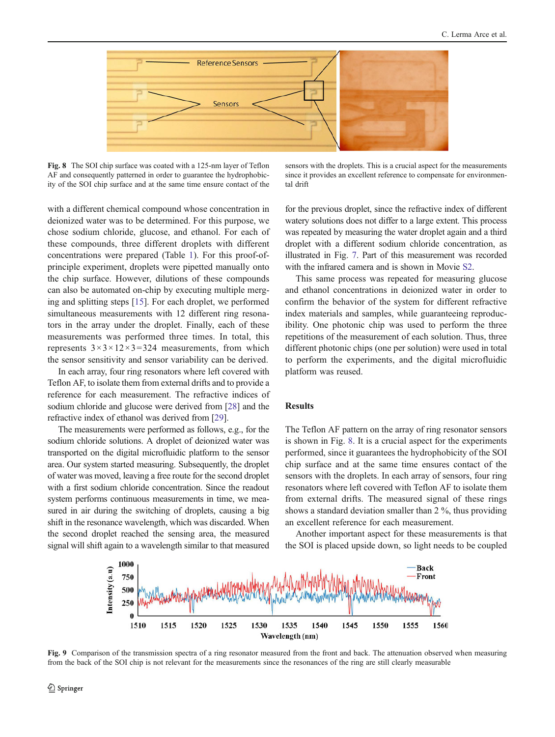Reference Sensors

Sensors

**Fig. 8** The SOI chip surface was coated with a 125-nm layer of Teflon AF and consequently patterned in order to guarantee the hydrophobicity of the SOI chip surface and at the same time ensure contact of the sensors with the droplets. This is a crucial aspect for the measurements since it provides an excellent reference to compensate for environmental drift

with a different chemical compound whose concentration in deionized water was to be determined. For this purpose, we chose sodium chloride, glucose, and ethanol. For each of these compounds, three different droplets with different concentrations were prepared (Table 1). For this proof-of-principle experiment, droplets were pipetted manually onto the chip surface. However, dilutions of these compounds can also be automated on-chip by executing multiple merging and splitting steps [15]. For each droplet, we performed simultaneous measurements with 12 different ring resonators in the array under the droplet. Finally, each of these measurements was performed three times. In total, this represents $3 \times 3 \times 12 \times 3 = 324$ measurements, from which the sensor sensitivity and sensor variability can be derived.

In each array, four ring resonators where left covered with Teflon AF, to isolate them from external drifts and to provide a reference for each measurement. The refractive indices of sodium chloride and glucose were derived from [28] and the refractive index of ethanol was derived from [29].

The measurements were performed as follows, e.g., for the sodium chloride solutions. A droplet of deionized water was transported on the digital microfluidic platform to the sensor area. Our system started measuring. Subsequently, the droplet of water was moved, leaving a free route for the second droplet with a first sodium chloride concentration. Since the readout system performs continuous measurements in time, we measured in air during the switching of droplets, causing a big shift in the resonance wavelength, which was discarded. When the second droplet reached the sensing area, the measured signal will shift again to a wavelength similar to that measured for the previous droplet, since the refractive index of different watery solutions does not differ to a large extent. This process was repeated by measuring the water droplet again and a third droplet with a different sodium chloride concentration, as illustrated in Fig. 7. Part of this measurement was recorded with the infrared camera and is shown in Movie S2.

This same process was repeated for measuring glucose and ethanol concentrations in deionized water in order to confirm the behavior of the system for different refractive index materials and samples, while guaranteeing reproducibility. One photonic chip was used to perform the three repetitions of the measurement of each solution. Thus, three different photonic chips (one per solution) were used in total to perform the experiments, and the digital microfluidic platform was reused.

## Results

The Teflon AF pattern on the array of ring resonator sensors is shown in Fig. 8. It is a crucial aspect for the experiments performed, since it guarantees the hydrophobicity of the SOI chip surface and at the same time ensures contact of the sensors with the droplets. In each array of sensors, four ring resonators where left covered with Teflon AF to isolate them from external drifts. The measured signal of these rings shows a standard deviation smaller than 2 %, thus providing an excellent reference for each measurement.

Another important aspect for these measurements is that the SOI is placed upside down, so light needs to be coupled

Intensity (a.u)
1000
750
500
250
0
1510 1515 1520 1525 1530 1535 1540 1545 1550 1555 1560
Wavelength (nm)
Back
Front

**Fig. 9** Comparison of the transmission spectra of a ring resonator measured from the front and back. The attenuation observed when measuring from the back of the SOI chip is not relevant for the measurements since the resonances of the ring are still clearly measurable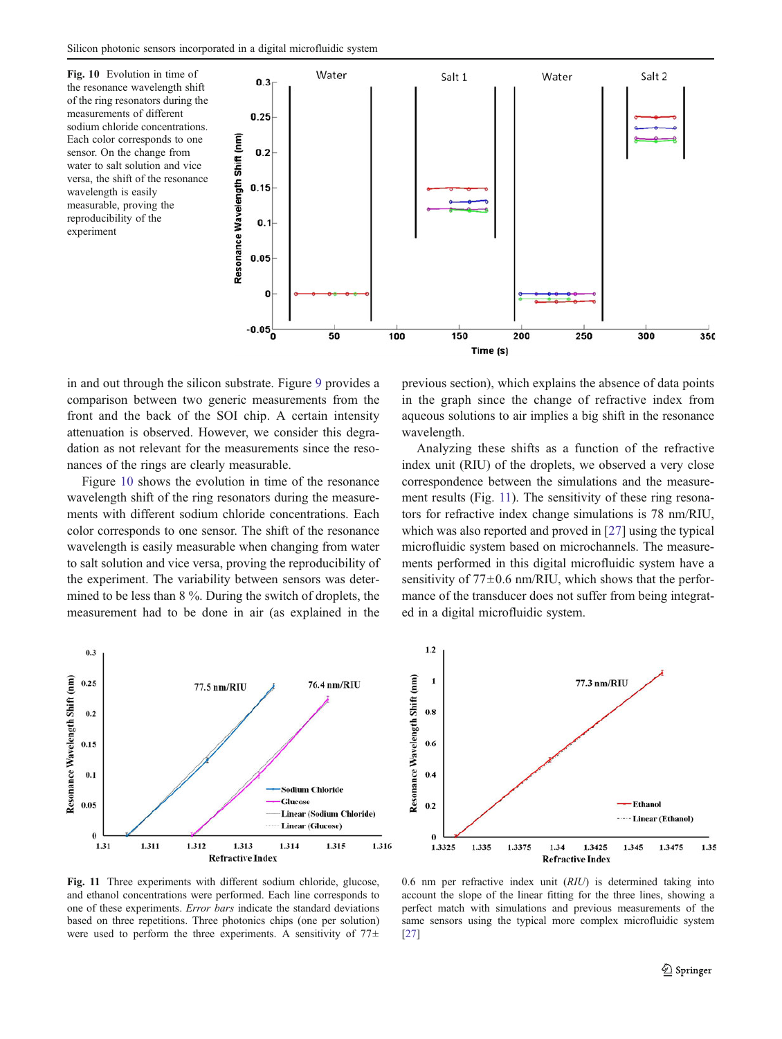**Fig. 10** Evolution in time of the resonance wavelength shift of the ring resonators during the measurements of different sodium chloride concentrations. Each color corresponds to one sensor. On the change from water to salt solution and vice versa, the shift of the resonance wavelength is easily measurable, proving the reproducibility of the experiment

in and out through the silicon substrate. Figure 9 provides a comparison between two generic measurements from the front and the back of the SOI chip. A certain intensity attenuation is observed. However, we consider this degradation as not relevant for the measurements since the resonances of the rings are clearly measurable.

Figure 10 shows the evolution in time of the resonance wavelength shift of the ring resonators during the measurements with different sodium chloride concentrations. Each color corresponds to one sensor. The shift of the resonance wavelength is easily measurable when changing from water to salt solution and vice versa, proving the reproducibility of the experiment. The variability between sensors was determined to be less than 8 %. During the switch of droplets, the measurement had to be done in air (as explained in the previous section), which explains the absence of data points in the graph since the change of refractive index from aqueous solutions to air implies a big shift in the resonance wavelength.

Analyzing these shifts as a function of the refractive index unit (RIU) of the droplets, we observed a very close correspondence between the simulations and the measurement results (Fig. 11). The sensitivity of these ring resonators for refractive index change simulations is 78 nm/RIU, which was also reported and proved in [27] using the typical microfluidic system based on microchannels. The measurements performed in this digital microfluidic system have a sensitivity of 77±0.6 nm/RIU, which shows that the performance of the transducer does not suffer from being integrated in a digital microfluidic system.

**Fig. 11** Three experiments with different sodium chloride, glucose, and ethanol concentrations were performed. Each line corresponds to one of these experiments. *Error bars* indicate the standard deviations based on three repetitions. Three photonics chips (one per solution) were used to perform the three experiments. A sensitivity of 77± 0.6 nm per refractive index unit (*RIU*) is determined taking into account the slope of the linear fitting for the three lines, showing a perfect match with simulations and previous measurements of the same sensors using the typical more complex microfluidic system [27]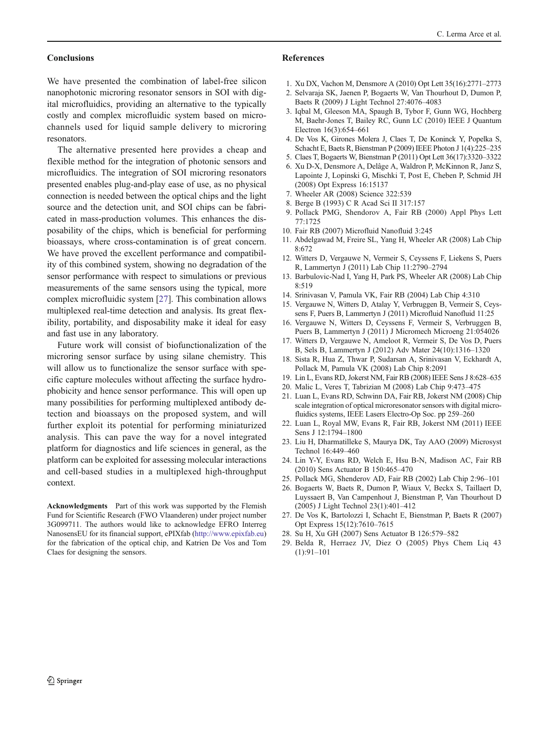## Conclusions

We have presented the combination of label-free silicon nanophotonic microring resonator sensors in SOI with digital microfluidics, providing an alternative to the typically costly and complex microfluidic system based on microchannels used for liquid sample delivery to microring resonators.

The alternative presented here provides a cheap and flexible method for the integration of photonic sensors and microfluidics. The integration of SOI microring resonators presented enables plug-and-play ease of use, as no physical connection is needed between the optical chips and the light source and the detection unit, and SOI chips can be fabricated in mass-production volumes. This enhances the disposability of the chips, which is beneficial for performing bioassays, where cross-contamination is of great concern. We have proved the excellent performance and compatibility of this combined system, showing no degradation of the sensor performance with respect to simulations or previous measurements of the same sensors using the typical, more complex microfluidic system [27]. This combination allows multiplexed real-time detection and analysis. Its great flexibility, portability, and disposability make it ideal for easy and fast use in any laboratory.

Future work will consist of biofunctionalization of the microring sensor surface by using silane chemistry. This will allow us to functionalize the sensor surface with specific capture molecules without affecting the surface hydrophobicity and hence sensor performance. This will open up many possibilities for performing multiplexed antibody detection and bioassays on the proposed system, and will further exploit its potential for performing miniaturized analysis. This can pave the way for a novel integrated platform for diagnostics and life sciences in general, as the platform can be exploited for assessing molecular interactions and cell-based studies in a multiplexed high-throughput context.

**Acknowledgments** Part of this work was supported by the Flemish Fund for Scientific Research (FWO Vlaanderen) under project number 3G099711. The authors would like to acknowledge EFRO Interreg NanosensEU for its financial support, ePIXfab (http://www.epixfab.eu) for the fabrication of the optical chip, and Katrien De Vos and Tom Claes for designing the sensors.

## References

1. Xu DX, Vachon M, Densmore A (2010) Opt Lett 35(16):2771–2773
2. Selvaraja SK, Jaenen P, Bogaerts W, Van Thourhout D, Dumon P, Baets R (2009) J Light Technol 27:4076–4083
3. Iqbal M, Gleeson MA, Spaugh B, Tybor F, Gunn WG, Hochberg M, Baehr-Jones T, Bailey RC, Gunn LC (2010) IEEE J Quantum Electron 16(3):654–661
4. De Vos K, Girones Molera J, Claes T, De Koninck Y, Popelka S, Schacht E, Baets R, Bienstman P (2009) IEEE Photon J 1(4):225–235
5. Claes T, Bogaerts W, Bienstman P (2011) Opt Lett 36(17):3320–3322
6. Xu D-X, Densmore A, Delâge A, Waldron P, McKinnon R, Janz S, Lapointe J, Lopinski G, Mischki T, Post E, Cheben P, Schmid JH (2008) Opt Express 16:15137
7. Wheeler AR (2008) Science 322:539
8. Berge B (1993) C R Acad Sci II 317:157
9. Pollack PMG, Shendorov A, Fair RB (2000) Appl Phys Lett 77:1725
10. Fair RB (2007) Microfluid Nanofluid 3:245
11. Abdelgawad M, Freire SL, Yang H, Wheeler AR (2008) Lab Chip 8:672
12. Witters D, Vergauwe N, Vermeir S, Ceyssens F, Liekens S, Puers R, Lammertyn J (2011) Lab Chip 11:2790–2794
13. Barbulovic-Nad I, Yang H, Park PS, Wheeler AR (2008) Lab Chip 8:519
14. Srinivasan V, Pamula VK, Fair RB (2004) Lab Chip 4:310
15. Vergauwe N, Witters D, Atalay Y, Verbruggen B, Vermeir S, Ceyssens F, Puers B, Lammertyn J (2011) Microfluid Nanofluid 11:25
16. Vergauwe N, Witters D, Ceyssens F, Vermeir S, Verbruggen B, Puers B, Lammertyn J (2011) J Micromech Microeng 21:054026
17. Witters D, Vergauwe N, Ameloot R, Vermeir S, De Vos D, Puers B, Sels B, Lammertyn J (2012) Adv Mater 24(10):1316–1320
18. Sista R, Hua Z, Thwar P, Sudarsan A, Srinivasan V, Eckhardt A, Pollack M, Pamula VK (2008) Lab Chip 8:2091
19. Lin L, Evans RD, Jokerst NM, Fair RB (2008) IEEE Sens J 8:628–635
20. Malic L, Veres T, Tabrizian M (2008) Lab Chip 9:473–475
21. Luan L, Evans RD, Schwinn DA, Fair RB, Jokerst NM (2008) Chip scale integration of optical microresonator sensors with digital microfluidics systems, IEEE Lasers Electro-Op Soc. pp 259–260
22. Luan L, Royal MW, Evans R, Fair RB, Jokerst NM (2011) IEEE Sens J 12:1794–1800
23. Liu H, Dharmatilleke S, Maurya DK, Tay AAO (2009) Microsyst Technol 16:449–460
24. Lin Y-Y, Evans RD, Welch E, Hsu B-N, Madison AC, Fair RB (2010) Sens Actuator B 150:465–470
25. Pollack MG, Shenderov AD, Fair RB (2002) Lab Chip 2:96–101
26. Bogaerts W, Baets R, Dumon P, Wiaux V, Beckx S, Taillaert D, Luyssaert B, Van Campenhout J, Bienstman P, Van Thourhout D (2005) J Light Technol 23(1):401–412
27. De Vos K, Bartolozzi I, Schacht E, Bienstman P, Baets R (2007) Opt Express 15(12):7610–7615
28. Su H, Xu GH (2007) Sens Actuator B 126:579–582
29. Belda R, Herraez JV, Diez O (2005) Phys Chem Liq 43 (1):91–101